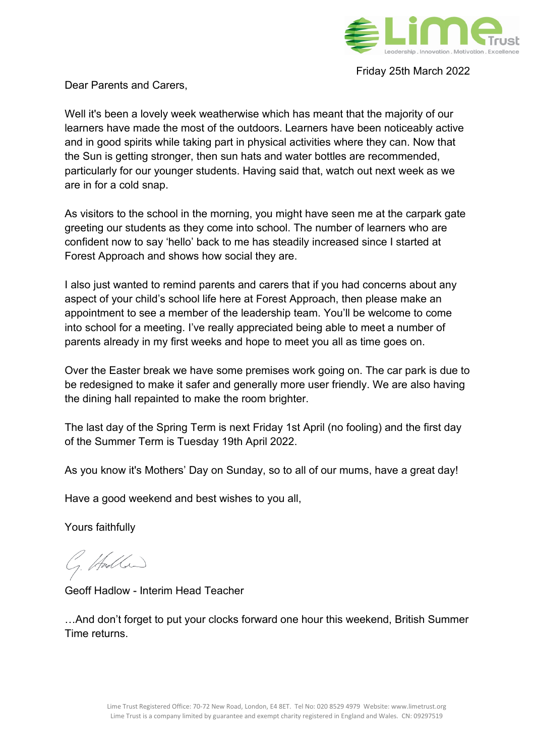Friday 25th March 2022

Dear Parents and Carers,

Well it's been a lovely week weatherwise which has meant that the majority of our learners have made the most of the outdoors. Learners have been noticeably active and in good spirits while taking part in physical activities where they can. Now that the Sun is getting stronger, then sun hats and water bottles are recommended, particularly for our younger students. Having said that, watch out next week as we are in for a cold snap.

As visitors to the school in the morning, you might have seen me at the carpark gate greeting our students as they come into school. The number of learners who are confident now to say 'hello' back to me has steadily increased since I started at Forest Approach and shows how social they are.

I also just wanted to remind parents and carers that if you had concerns about any aspect of your child's school life here at Forest Approach, then please make an appointment to see a member of the leadership team. You'll be welcome to come into school for a meeting. I've really appreciated being able to meet a number of parents already in my first weeks and hope to meet you all as time goes on.

Over the Easter break we have some premises work going on. The car park is due to be redesigned to make it safer and generally more user friendly. We are also having the dining hall repainted to make the room brighter.

The last day of the Spring Term is next Friday 1st April (no fooling) and the first day of the Summer Term is Tuesday 19th April 2022.

As you know it's Mothers' Day on Sunday, so to all of our mums, have a great day!

Have a good weekend and best wishes to you all,

Yours faithfully

Geoff Hadlow - Interim Head Teacher

…And don't forget to put your clocks forward one hour this weekend, British Summer Time returns.

Lime Trust Registered Office: 70-72 New Road, London, E4 8ET. Tel No: 020 8529 4979 Website: www.limetrust.org
Lime Trust is a company limited by guarantee and exempt charity registered in England and Wales. CN: 09297519